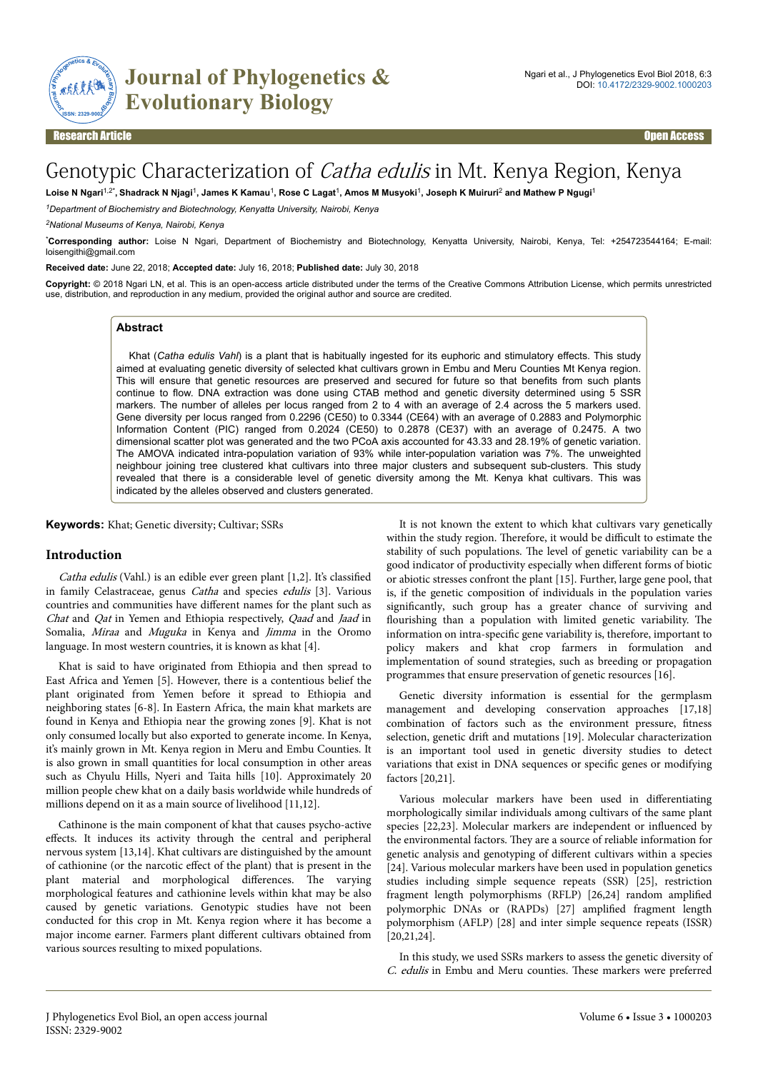Research Article | Open Access

# Genotypic Characterization of *Catha edulis* in Mt. Kenya Region, Kenya

**Loise N Ngari[1,2*], Shadrack N Njagi[1], James K Kamau[1], Rose C Lagat[1], Amos M Musyoki[1], Joseph K Muiruri[2] and Mathew P Ngugi[1]**

[1]*Department of Biochemistry and Biotechnology, Kenyatta University, Nairobi, Kenya*

[2]*National Museums of Kenya, Nairobi, Kenya*

[*]**Corresponding author:** Loise N Ngari, Department of Biochemistry and Biotechnology, Kenyatta University, Nairobi, Kenya, Tel: +254723544164; E-mail: loisengithi@gmail.com

**Received date:** June 22, 2018; **Accepted date:** July 16, 2018; **Published date:** July 30, 2018

**Copyright:** © 2018 Ngari LN, et al. This is an open-access article distributed under the terms of the Creative Commons Attribution License, which permits unrestricted use, distribution, and reproduction in any medium, provided the original author and source are credited.

## Abstract

Khat (*Catha edulis Vahl*) is a plant that is habitually ingested for its euphoric and stimulatory effects. This study aimed at evaluating genetic diversity of selected khat cultivars grown in Embu and Meru Counties Mt Kenya region. This will ensure that genetic resources are preserved and secured for future so that benefits from such plants continue to flow. DNA extraction was done using CTAB method and genetic diversity determined using 5 SSR markers. The number of alleles per locus ranged from 2 to 4 with an average of 2.4 across the 5 markers used. Gene diversity per locus ranged from 0.2296 (CE50) to 0.3344 (CE64) with an average of 0.2883 and Polymorphic Information Content (PIC) ranged from 0.2024 (CE50) to 0.2878 (CE37) with an average of 0.2475. A two dimensional scatter plot was generated and the two PCoA axis accounted for 43.33 and 28.19% of genetic variation. The AMOVA indicated intra-population variation of 93% while inter-population variation was 7%. The unweighted neighbour joining tree clustered khat cultivars into three major clusters and subsequent sub-clusters. This study revealed that there is a considerable level of genetic diversity among the Mt. Kenya khat cultivars. This was indicated by the alleles observed and clusters generated.

**Keywords:** Khat; Genetic diversity; Cultivar; SSRs

## Introduction

*Catha edulis* (Vahl.) is an edible ever green plant [1,2]. It's classified in family Celastraceae, genus *Catha* and species *edulis* [3]. Various countries and communities have different names for the plant such as *Chat* and *Qat* in Yemen and Ethiopia respectively, *Qaad* and *Jaad* in Somalia, *Miraa* and *Muguka* in Kenya and *Jimma* in the Oromo language. In most western countries, it is known as khat [4].

Khat is said to have originated from Ethiopia and then spread to East Africa and Yemen [5]. However, there is a contentious belief the plant originated from Yemen before it spread to Ethiopia and neighboring states [6-8]. In Eastern Africa, the main khat markets are found in Kenya and Ethiopia near the growing zones [9]. Khat is not only consumed locally but also exported to generate income. In Kenya, it's mainly grown in Mt. Kenya region in Meru and Embu Counties. It is also grown in small quantities for local consumption in other areas such as Chyulu Hills, Nyeri and Taita hills [10]. Approximately 20 million people chew khat on a daily basis worldwide while hundreds of millions depend on it as a main source of livelihood [11,12].

Cathinone is the main component of khat that causes psycho-active effects. It induces its activity through the central and peripheral nervous system [13,14]. Khat cultivars are distinguished by the amount of cathinone (or the narcotic effect of the plant) that is present in the plant material and morphological differences. The varying morphological features and cathinone levels within khat may be also caused by genetic variations. Genotypic studies have not been conducted for this crop in Mt. Kenya region where it has become a major income earner. Farmers plant different cultivars obtained from various sources resulting to mixed populations.

It is not known the extent to which khat cultivars vary genetically within the study region. Therefore, it would be difficult to estimate the stability of such populations. The level of genetic variability can be a good indicator of productivity especially when different forms of biotic or abiotic stresses confront the plant [15]. Further, large gene pool, that is, if the genetic composition of individuals in the population varies significantly, such group has a greater chance of surviving and flourishing than a population with limited genetic variability. The information on intra-specific gene variability is, therefore, important to policy makers and khat crop farmers in formulation and implementation of sound strategies, such as breeding or propagation programmes that ensure preservation of genetic resources [16].

Genetic diversity information is essential for the germplasm management and developing conservation approaches [17,18] combination of factors such as the environment pressure, fitness selection, genetic drift and mutations [19]. Molecular characterization is an important tool used in genetic diversity studies to detect variations that exist in DNA sequences or specific genes or modifying factors [20,21].

Various molecular markers have been used in differentiating morphologically similar individuals among cultivars of the same plant species [22,23]. Molecular markers are independent or influenced by the environmental factors. They are a source of reliable information for genetic analysis and genotyping of different cultivars within a species [24]. Various molecular markers have been used in population genetics studies including simple sequence repeats (SSR) [25], restriction fragment length polymorphisms (RFLP) [26,24] random amplified polymorphic DNAs or (RAPDs) [27] amplified fragment length polymorphism (AFLP) [28] and inter simple sequence repeats (ISSR) [20,21,24].

In this study, we used SSRs markers to assess the genetic diversity of *C. edulis* in Embu and Meru counties. These markers were preferred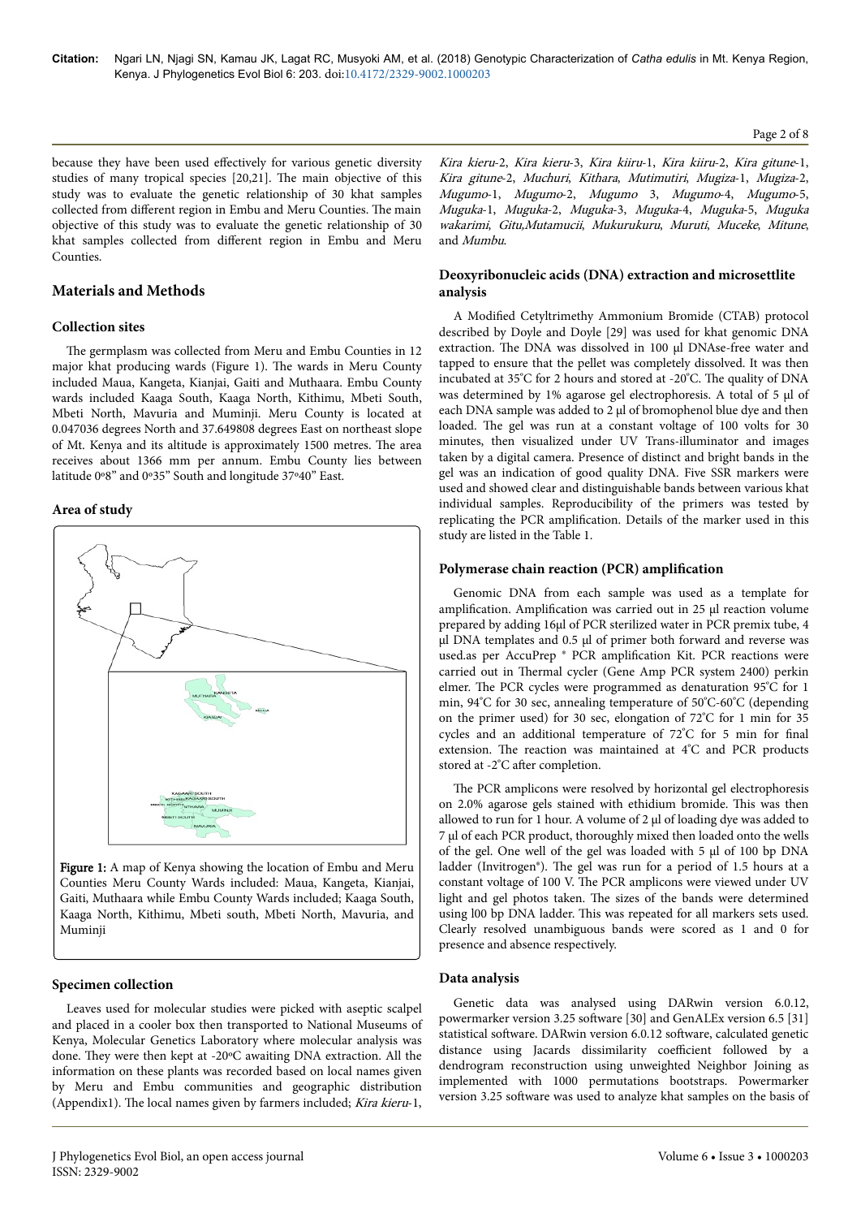because they have been used effectively for various genetic diversity studies of many tropical species [20,21]. The main objective of this study was to evaluate the genetic relationship of 30 khat samples collected from different region in Embu and Meru Counties. The main objective of this study was to evaluate the genetic relationship of 30 khat samples collected from different region in Embu and Meru Counties.

## Materials and Methods

### Collection sites

The germplasm was collected from Meru and Embu Counties in 12 major khat producing wards (Figure 1). The wards in Meru County included Maua, Kangeta, Kianjai, Gaiti and Muthaara. Embu County wards included Kaaga South, Kaaga North, Kithimu, Mbeti South, Mbeti North, Mavuria and Muminji. Meru County is located at 0.047036 degrees North and 37.649808 degrees East on northeast slope of Mt. Kenya and its altitude is approximately 1500 metres. The area receives about 1366 mm per annum. Embu County lies between latitude 0º8" and 0º35" South and longitude 37º40" East.

### Area of study

**Figure 1:** A map of Kenya showing the location of Embu and Meru Counties Meru County Wards included: Maua, Kangeta, Kianjai, Gaiti, Muthaara while Embu County Wards included; Kaaga South, Kaaga North, Kithimu, Mbeti south, Mbeti North, Mavuria, and Muminji

### Specimen collection

Leaves used for molecular studies were picked with aseptic scalpel and placed in a cooler box then transported to National Museums of Kenya, Molecular Genetics Laboratory where molecular analysis was done. They were then kept at -20ºC awaiting DNA extraction. All the information on these plants was recorded based on local names given by Meru and Embu communities and geographic distribution (Appendix1). The local names given by farmers included; *Kira kieru*-1, *Kira kieru*-2, *Kira kieru*-3, *Kira kiiru*-1, *Kira kiiru*-2, *Kira gitune*-1, *Kira gitune*-2, *Muchuri*, *Kithara*, *Mutimutiri*, *Mugiza*-1, *Mugiza*-2, *Mugumo*-1, *Mugumo*-2, *Mugumo* 3, *Mugumo*-4, *Mugumo*-5, *Muguka*-1, *Muguka*-2, *Muguka*-3, *Muguka*-4, *Muguka*-5, *Muguka wakarimi*, *Gitu,Mutamucii*, *Mukurukuru*, *Muruti*, *Muceke*, *Mitune*, and *Mumbu*.

### Deoxyribonucleic acids (DNA) extraction and microsettlite analysis

A Modified Cetyltrimethy Ammonium Bromide (CTAB) protocol described by Doyle and Doyle [29] was used for khat genomic DNA extraction. The DNA was dissolved in 100 µl DNAse-free water and tapped to ensure that the pellet was completely dissolved. It was then incubated at 35°C for 2 hours and stored at -20°C. The quality of DNA was determined by 1% agarose gel electrophoresis. A total of 5 µl of each DNA sample was added to 2 µl of bromophenol blue dye and then loaded. The gel was run at a constant voltage of 100 volts for 30 minutes, then visualized under UV Trans-illuminator and images taken by a digital camera. Presence of distinct and bright bands in the gel was an indication of good quality DNA. Five SSR markers were used and showed clear and distinguishable bands between various khat individual samples. Reproducibility of the primers was tested by replicating the PCR amplification. Details of the marker used in this study are listed in the Table 1.

### Polymerase chain reaction (PCR) amplification

Genomic DNA from each sample was used as a template for amplification. Amplification was carried out in 25 µl reaction volume prepared by adding 16µl of PCR sterilized water in PCR premix tube, 4 µl DNA templates and 0.5 µl of primer both forward and reverse was used.as per AccuPrep ® PCR amplification Kit. PCR reactions were carried out in Thermal cycler (Gene Amp PCR system 2400) perkin elmer. The PCR cycles were programmed as denaturation 95°C for 1 min, 94°C for 30 sec, annealing temperature of 50°C-60°C (depending on the primer used) for 30 sec, elongation of 72°C for 1 min for 35 cycles and an additional temperature of 72°C for 5 min for final extension. The reaction was maintained at 4°C and PCR products stored at -2°C after completion.

The PCR amplicons were resolved by horizontal gel electrophoresis on 2.0% agarose gels stained with ethidium bromide. This was then allowed to run for 1 hour. A volume of 2 µl of loading dye was added to 7 µl of each PCR product, thoroughly mixed then loaded onto the wells of the gel. One well of the gel was loaded with 5 µl of 100 bp DNA ladder (Invitrogen®). The gel was run for a period of 1.5 hours at a constant voltage of 100 V. The PCR amplicons were viewed under UV light and gel photos taken. The sizes of the bands were determined using l00 bp DNA ladder. This was repeated for all markers sets used. Clearly resolved unambiguous bands were scored as 1 and 0 for presence and absence respectively.

### Data analysis

Genetic data was analysed using DARwin version 6.0.12, powermarker version 3.25 software [30] and GenALEx version 6.5 [31] statistical software. DARwin version 6.0.12 software, calculated genetic distance using Jacards dissimilarity coefficient followed by a dendrogram reconstruction using unweighted Neighbor Joining as implemented with 1000 permutations bootstraps. Powermarker version 3.25 software was used to analyze khat samples on the basis of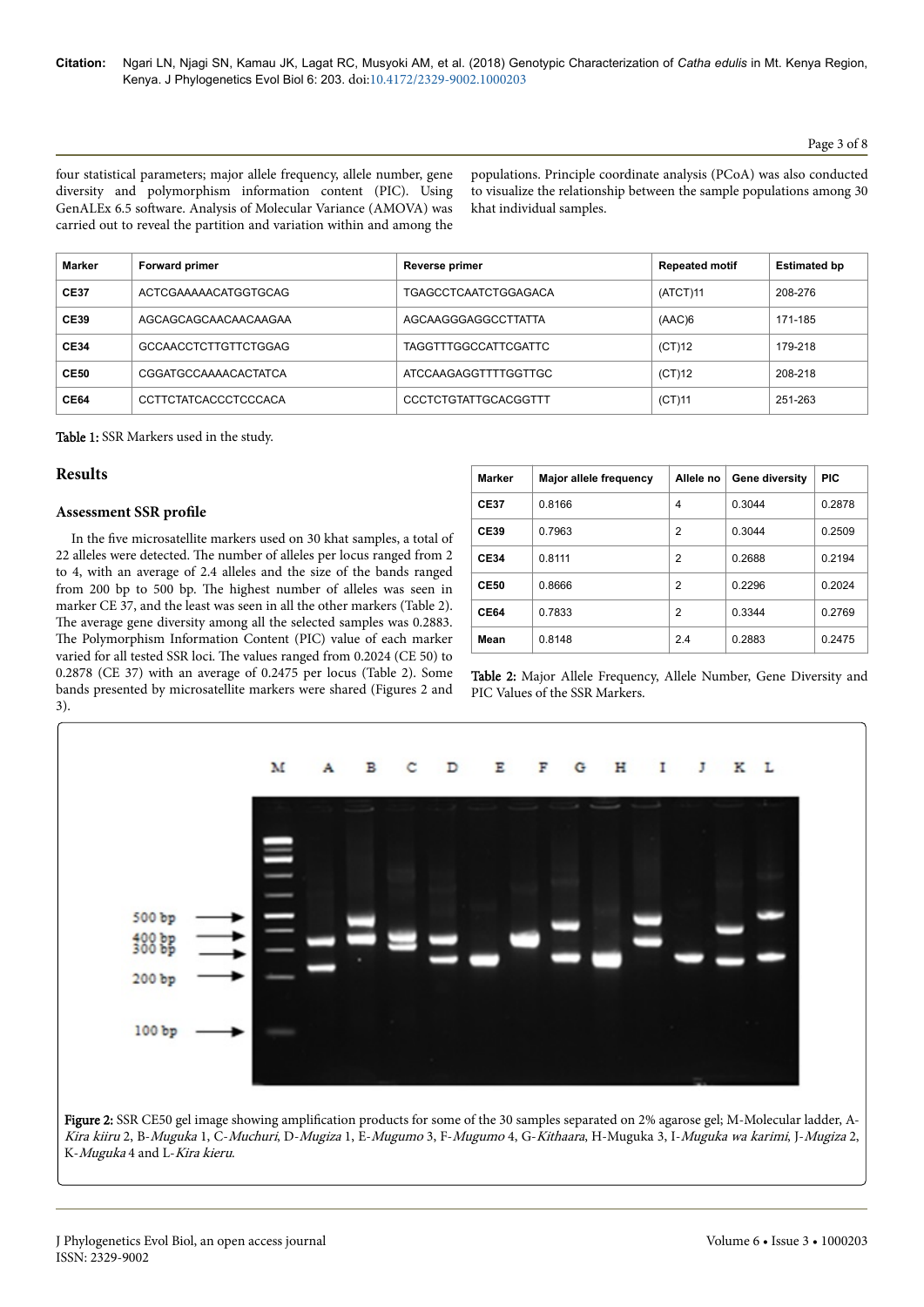four statistical parameters; major allele frequency, allele number, gene diversity and polymorphism information content (PIC). Using GenALEx 6.5 software. Analysis of Molecular Variance (AMOVA) was carried out to reveal the partition and variation within and among the populations. Principle coordinate analysis (PCoA) was also conducted to visualize the relationship between the sample populations among 30 khat individual samples.

| Marker | Forward primer | Reverse primer | Repeated motif | Estimated bp |
|---|---|---|---|---|
| CE37 | ACTCGAAAAACATGGTGCAG | TGAGCCTCAATCTGGAGACA | (ATCT)11 | 208-276 |
| CE39 | AGCAGCAGCAACAACAAGAA | AGCAAGGGAGGCCTTATTA | (AAC)6 | 171-185 |
| CE34 | GCCAACCTCTTGTTCTGGAG | TAGGTTTGGCCATTCGATTC | (CT)12 | 179-218 |
| CE50 | CGGATGCCAAAACACTATCA | ATCCAAGAGGTTTTGGTTGC | (CT)12 | 208-218 |
| CE64 | CCTTCTATCACCCTCCCACA | CCCTCTGTATTGCACGGTTT | (CT)11 | 251-263 |

**Table 1:** SSR Markers used in the study.

## Results

### Assessment SSR profile

In the five microsatellite markers used on 30 khat samples, a total of 22 alleles were detected. The number of alleles per locus ranged from 2 to 4, with an average of 2.4 alleles and the size of the bands ranged from 200 bp to 500 bp. The highest number of alleles was seen in marker CE 37, and the least was seen in all the other markers (Table 2). The average gene diversity among all the selected samples was 0.2883. The Polymorphism Information Content (PIC) value of each marker varied for all tested SSR loci. The values ranged from 0.2024 (CE 50) to 0.2878 (CE 37) with an average of 0.2475 per locus (Table 2). Some bands presented by microsatellite markers were shared (Figures 2 and 3).

| Marker | Major allele frequency | Allele no | Gene diversity | PIC |
|---|---|---|---|---|
| CE37 | 0.8166 | 4 | 0.3044 | 0.2878 |
| CE39 | 0.7963 | 2 | 0.3044 | 0.2509 |
| CE34 | 0.8111 | 2 | 0.2688 | 0.2194 |
| CE50 | 0.8666 | 2 | 0.2296 | 0.2024 |
| CE64 | 0.7833 | 2 | 0.3344 | 0.2769 |
| Mean | 0.8148 | 2.4 | 0.2883 | 0.2475 |

**Table 2:** Major Allele Frequency, Allele Number, Gene Diversity and PIC Values of the SSR Markers.

**Figure 2:** SSR CE50 gel image showing amplification products for some of the 30 samples separated on 2% agarose gel; M-Molecular ladder, A-*Kira kiiru* 2, B-*Muguka* 1, C-*Muchuri*, D-*Mugiza* 1, E-*Mugumo* 3, F-*Mugumo* 4, G-*Kithaara*, H-Muguka 3, I-*Muguka wa karimi*, J-*Mugiza* 2, K-*Muguka* 4 and L-*Kira kieru*.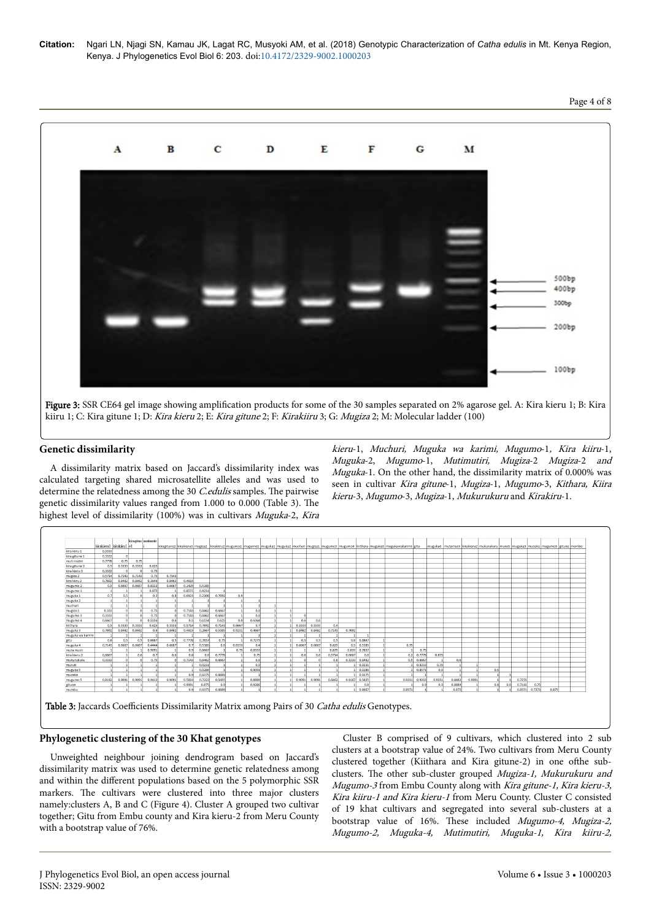**Figure 3:** SSR CE64 gel image showing amplification products for some of the 30 samples separated on 2% agarose gel. A: Kira kieru 1; B: Kira kiiru 1; C: Kira gitune 1; D: *Kira kieru* 2; E: *Kira gitune* 2; F: *Kirakiiru* 3; G: *Mugiza* 2; M: Molecular ladder (100)

## Genetic dissimilarity

A dissimilarity matrix based on Jaccard's dissimilarity index was calculated targeting shared microsatellite alleles and was used to determine the relatedness among the 30 *C.edulis* samples. The pairwise genetic dissimilarity values ranged from 1.000 to 0.000 (Table 3). The highest level of dissimilarity (100%) was in cultivars *Muguka*-2, *Kira kieru*-1, *Muchuri, Muguka wa karimi, Mugumo*-1*, Kira kiiru*-1, *Muguka*-2, *Mugumo*-1, *Mutimutiri, Mugiza*-2 *Mugiza*-2 *and Muguka*-1. On the other hand, the dissimilarity matrix of 0.000% was seen in cultivar *Kira gitune*-1, *Mugiza*-1, *Mugumo*-3, *Kithara, Kiira kieru*-3, *Mugumo*-3, *Mugiza*-1, *Mukurukuru* and *Kirakiru*-1.

**Table 3:** Jaccards Coefficients Dissimilarity Matrix among Pairs of 30 *Catha edulis* Genotypes.

## Phylogenetic clustering of the 30 Khat genotypes

Unweighted neighbour joining dendrogram based on Jaccard's dissimilarity matrix was used to determine genetic relatedness among and within the different populations based on the 5 polymorphic SSR markers. The cultivars were clustered into three major clusters namely:clusters A, B and C (Figure 4). Cluster A grouped two cultivar together; Gitu from Embu county and Kira kieru-2 from Meru County with a bootstrap value of 76%.

Cluster B comprised of 9 cultivars, which clustered into 2 sub clusters at a bootstrap value of 24%. Two cultivars from Meru County clustered together (Kiithara and Kira gitune-2) in one ofthe sub-clusters. The other sub-cluster grouped *Mugiza-1, Mukurukuru and Mugumo-3* from Embu County along with *Kira gitune-1, Kira kieru-3, Kira kiiru-1 and Kira kieru-1* from Meru County. Cluster C consisted of 19 khat cultivars and segregated into several sub-clusters at a bootstrap value of 16%. These included *Mugumo-4, Mugiza-2, Mugumo-2, Muguka-4, Mutimutiri, Muguka-1, Kira kiiru-2,*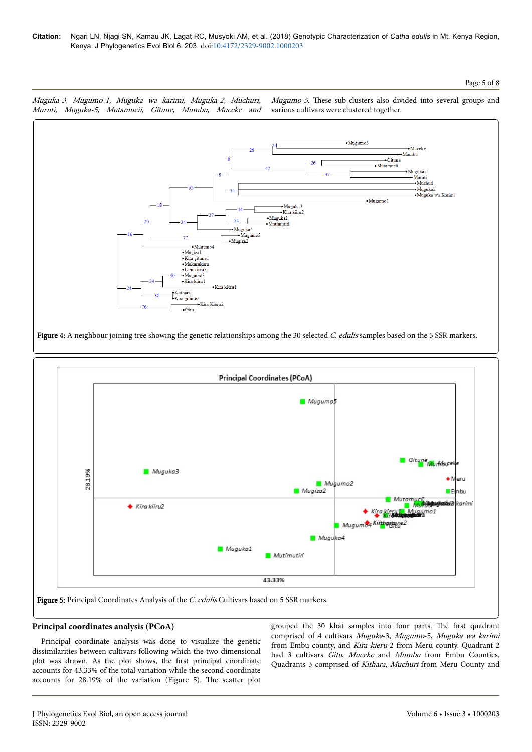*Muguka-3, Mugumo-1, Muguka wa karimi, Muguka-2, Muchuri, Muruti, Muguka-5, Mutamucii, Gitune, Mumbu, Muceke* and *Mugumo-5*. These sub-clusters also divided into several groups and various cultivars were clustered together.

**Figure 4:** A neighbour joining tree showing the genetic relationships among the 30 selected *C. edulis* samples based on the 5 SSR markers.

**Figure 5:** Principal Coordinates Analysis of the *C. edulis* Cultivars based on 5 SSR markers.

## Principal coordinates analysis (PCoA)

Principal coordinate analysis was done to visualize the genetic dissimilarities between cultivars following which the two-dimensional plot was drawn. As the plot shows, the first principal coordinate accounts for 43.33% of the total variation while the second coordinate accounts for 28.19% of the variation (Figure 5). The scatter plot grouped the 30 khat samples into four parts. The first quadrant comprised of 4 cultivars *Muguka*-3, *Mugumo*-5, *Muguka wa karimi* from Embu county, and *Kira kieru*-2 from Meru county. Quadrant 2 had 3 cultivars *Gitu, Muceke* and *Mumbu* from Embu Counties. Quadrants 3 comprised of *Kithara, Muchuri* from Meru County and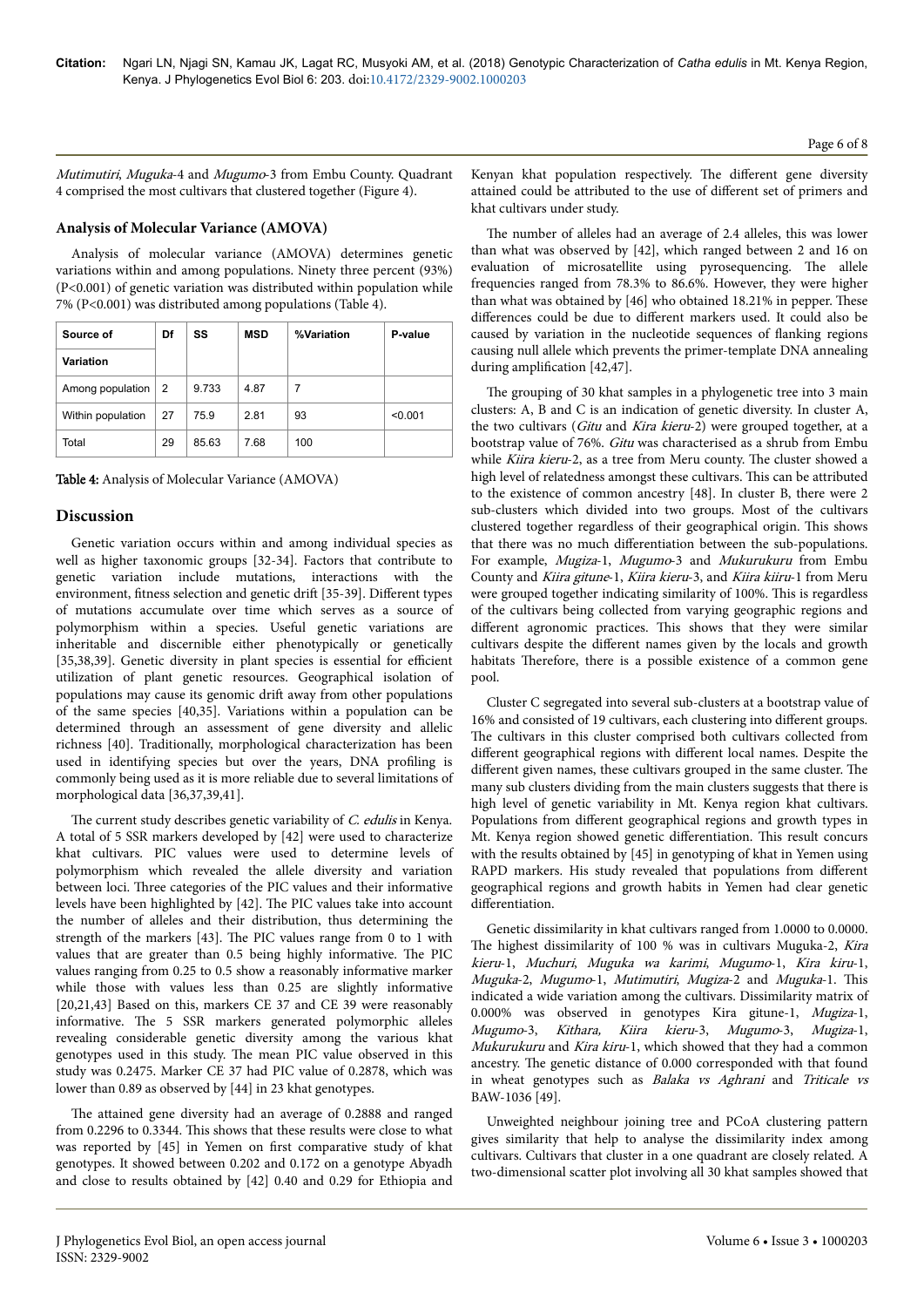*Mutimutiri*, *Muguka*-4 and *Mugumo*-3 from Embu County. Quadrant 4 comprised the most cultivars that clustered together (Figure 4).

### Analysis of Molecular Variance (AMOVA)

Analysis of molecular variance (AMOVA) determines genetic variations within and among populations. Ninety three percent (93%) ($P<0.001$) of genetic variation was distributed within population while 7% ($P<0.001$) was distributed among populations (Table 4).

| Source of Variation | Df | SS | MSD | %Variation | P-value |
|---|---|---|---|---|---|
| Among population | 2 | 9.733 | 4.87 | 7 | |
| Within population | 27 | 75.9 | 2.81 | 93 | <0.001 |
| Total | 29 | 85.63 | 7.68 | 100 | |

**Table 4:** Analysis of Molecular Variance (AMOVA)

## Discussion

Genetic variation occurs within and among individual species as well as higher taxonomic groups [32-34]. Factors that contribute to genetic variation include mutations, interactions with the environment, fitness selection and genetic drift [35-39]. Different types of mutations accumulate over time which serves as a source of polymorphism within a species. Useful genetic variations are inheritable and discernible either phenotypically or genetically [35,38,39]. Genetic diversity in plant species is essential for efficient utilization of plant genetic resources. Geographical isolation of populations may cause its genomic drift away from other populations of the same species [40,35]. Variations within a population can be determined through an assessment of gene diversity and allelic richness [40]. Traditionally, morphological characterization has been used in identifying species but over the years, DNA profiling is commonly being used as it is more reliable due to several limitations of morphological data [36,37,39,41].

The current study describes genetic variability of *C. edulis* in Kenya. A total of 5 SSR markers developed by [42] were used to characterize khat cultivars. PIC values were used to determine levels of polymorphism which revealed the allele diversity and variation between loci. Three categories of the PIC values and their informative levels have been highlighted by [42]. The PIC values take into account the number of alleles and their distribution, thus determining the strength of the markers [43]. The PIC values range from 0 to 1 with values that are greater than 0.5 being highly informative. The PIC values ranging from 0.25 to 0.5 show a reasonably informative marker while those with values less than 0.25 are slightly informative [20,21,43] Based on this, markers CE 37 and CE 39 were reasonably informative. The 5 SSR markers generated polymorphic alleles revealing considerable genetic diversity among the various khat genotypes used in this study. The mean PIC value observed in this study was 0.2475. Marker CE 37 had PIC value of 0.2878, which was lower than 0.89 as observed by [44] in 23 khat genotypes.

The attained gene diversity had an average of 0.2888 and ranged from 0.2296 to 0.3344. This shows that these results were close to what was reported by [45] in Yemen on first comparative study of khat genotypes. It showed between 0.202 and 0.172 on a genotype Abyadh and close to results obtained by [42] 0.40 and 0.29 for Ethiopia and Kenyan khat population respectively. The different gene diversity attained could be attributed to the use of different set of primers and khat cultivars under study.

The number of alleles had an average of 2.4 alleles, this was lower than what was observed by [42], which ranged between 2 and 16 on evaluation of microsatellite using pyrosequencing. The allele frequencies ranged from 78.3% to 86.6%. However, they were higher than what was obtained by [46] who obtained 18.21% in pepper. These differences could be due to different markers used. It could also be caused by variation in the nucleotide sequences of flanking regions causing null allele which prevents the primer-template DNA annealing during amplification [42,47].

The grouping of 30 khat samples in a phylogenetic tree into 3 main clusters: A, B and C is an indication of genetic diversity. In cluster A, the two cultivars (*Gitu* and *Kira kieru*-2) were grouped together, at a bootstrap value of 76%. *Gitu* was characterised as a shrub from Embu while *Kiira kieru*-2, as a tree from Meru county. The cluster showed a high level of relatedness amongst these cultivars. This can be attributed to the existence of common ancestry [48]. In cluster B, there were 2 sub-clusters which divided into two groups. Most of the cultivars clustered together regardless of their geographical origin. This shows that there was no much differentiation between the sub-populations. For example, *Mugiza*-1, *Mugumo*-3 and *Mukurukuru* from Embu County and *Kiira gitune*-1, *Kiira kieru*-3, and *Kiira kiiru*-1 from Meru were grouped together indicating similarity of 100%. This is regardless of the cultivars being collected from varying geographic regions and different agronomic practices. This shows that they were similar cultivars despite the different names given by the locals and growth habitats Therefore, there is a possible existence of a common gene pool.

Cluster C segregated into several sub-clusters at a bootstrap value of 16% and consisted of 19 cultivars, each clustering into different groups. The cultivars in this cluster comprised both cultivars collected from different geographical regions with different local names. Despite the different given names, these cultivars grouped in the same cluster. The many sub clusters dividing from the main clusters suggests that there is high level of genetic variability in Mt. Kenya region khat cultivars. Populations from different geographical regions and growth types in Mt. Kenya region showed genetic differentiation. This result concurs with the results obtained by [45] in genotyping of khat in Yemen using RAPD markers. His study revealed that populations from different geographical regions and growth habits in Yemen had clear genetic differentiation.

Genetic dissimilarity in khat cultivars ranged from 1.0000 to 0.0000. The highest dissimilarity of 100 % was in cultivars Muguka-2, *Kira kieru*-1, *Muchuri*, *Muguka wa karimi*, *Mugumo*-1, *Kira kiru*-1, *Muguka*-2, *Mugumo*-1, *Mutimutiri*, *Mugiza*-2 and *Muguka*-1. This indicated a wide variation among the cultivars. Dissimilarity matrix of 0.000% was observed in genotypes Kira gitune-1, *Mugiza*-1, *Mugumo*-3, *Kithara, Kiira kieru*-3, *Mugumo*-3, *Mugiza*-1, *Mukurukuru* and *Kira kiru*-1, which showed that they had a common ancestry. The genetic distance of 0.000 corresponded with that found in wheat genotypes such as *Balaka vs Aghrani* and *Triticale vs* BAW-1036 [49].

Unweighted neighbour joining tree and PCoA clustering pattern gives similarity that help to analyse the dissimilarity index among cultivars. Cultivars that cluster in a one quadrant are closely related. A two-dimensional scatter plot involving all 30 khat samples showed that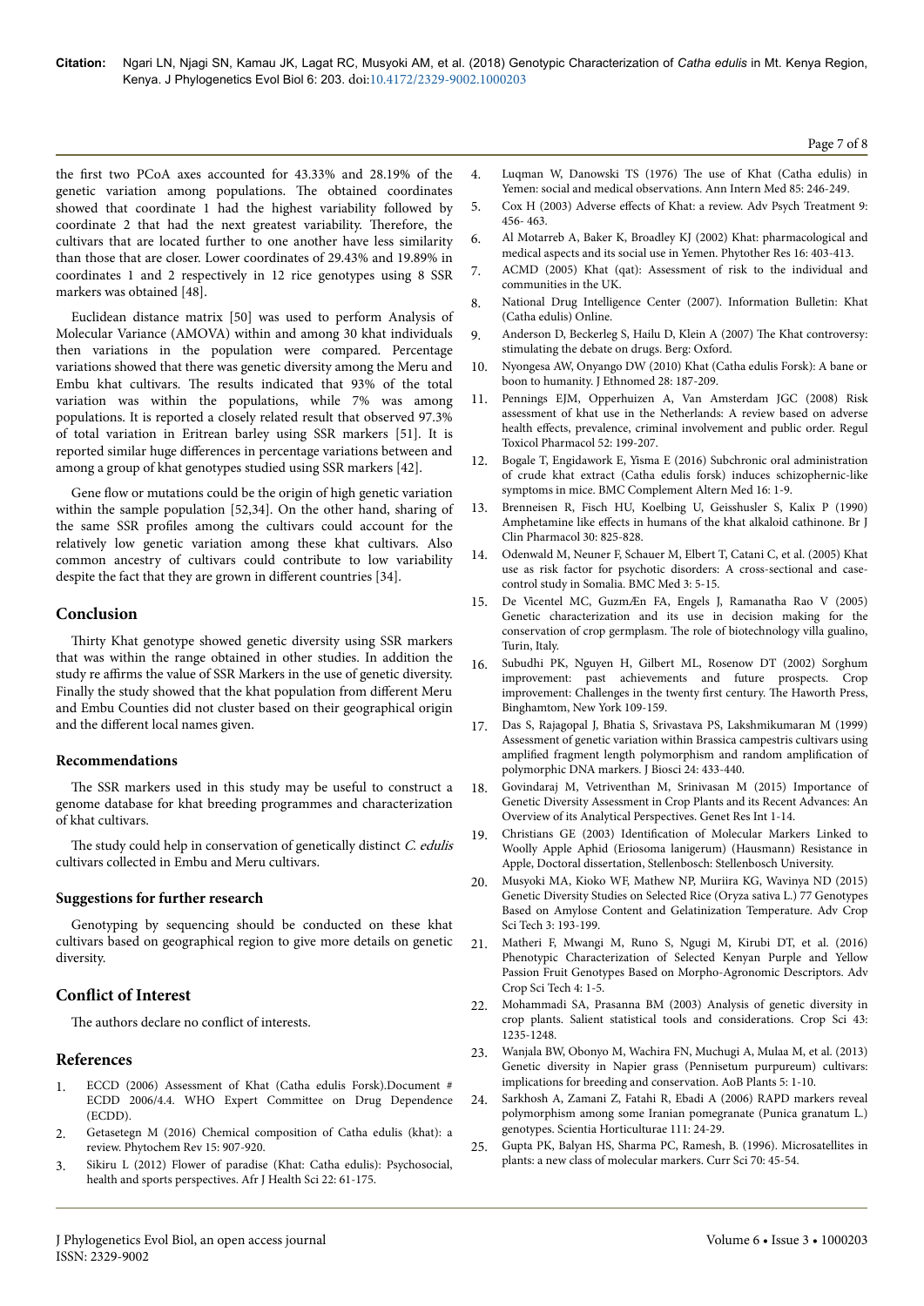the first two PCoA axes accounted for 43.33% and 28.19% of the genetic variation among populations. The obtained coordinates showed that coordinate 1 had the highest variability followed by coordinate 2 that had the next greatest variability. Therefore, the cultivars that are located further to one another have less similarity than those that are closer. Lower coordinates of 29.43% and 19.89% in coordinates 1 and 2 respectively in 12 rice genotypes using 8 SSR markers was obtained [48].

Euclidean distance matrix [50] was used to perform Analysis of Molecular Variance (AMOVA) within and among 30 khat individuals then variations in the population were compared. Percentage variations showed that there was genetic diversity among the Meru and Embu khat cultivars. The results indicated that 93% of the total variation was within the populations, while 7% was among populations. It is reported a closely related result that observed 97.3% of total variation in Eritrean barley using SSR markers [51]. It is reported similar huge differences in percentage variations between and among a group of khat genotypes studied using SSR markers [42].

Gene flow or mutations could be the origin of high genetic variation within the sample population [52,34]. On the other hand, sharing of the same SSR profiles among the cultivars could account for the relatively low genetic variation among these khat cultivars. Also common ancestry of cultivars could contribute to low variability despite the fact that they are grown in different countries [34].

## Conclusion

Thirty Khat genotype showed genetic diversity using SSR markers that was within the range obtained in other studies. In addition the study re affirms the value of SSR Markers in the use of genetic diversity. Finally the study showed that the khat population from different Meru and Embu Counties did not cluster based on their geographical origin and the different local names given.

### Recommendations

The SSR markers used in this study may be useful to construct a genome database for khat breeding programmes and characterization of khat cultivars.

The study could help in conservation of genetically distinct *C. edulis* cultivars collected in Embu and Meru cultivars.

### Suggestions for further research

Genotyping by sequencing should be conducted on these khat cultivars based on geographical region to give more details on genetic diversity.

## Conflict of Interest

The authors declare no conflict of interests.

## References

1. ECCD (2006) Assessment of Khat (Catha edulis Forsk).Document # ECDD 2006/4.4. WHO Expert Committee on Drug Dependence (ECDD).
2. Getasetegn M (2016) Chemical composition of Catha edulis (khat): a review. Phytochem Rev 15: 907-920.
3. Sikiru L (2012) Flower of paradise (Khat: Catha edulis): Psychosocial, health and sports perspectives. Afr J Health Sci 22: 61-175.
4. Luqman W, Danowski TS (1976) The use of Khat (Catha edulis) in Yemen: social and medical observations. Ann Intern Med 85: 246-249.
5. Cox H (2003) Adverse effects of Khat: a review. Adv Psych Treatment 9: 456- 463.
6. Al Motarreb A, Baker K, Broadley KJ (2002) Khat: pharmacological and medical aspects and its social use in Yemen. Phytother Res 16: 403-413.
7. ACMD (2005) Khat (qat): Assessment of risk to the individual and communities in the UK.
8. National Drug Intelligence Center (2007). Information Bulletin: Khat (Catha edulis) Online.
9. Anderson D, Beckerleg S, Hailu D, Klein A (2007) The Khat controversy: stimulating the debate on drugs. Berg: Oxford.
10. Nyongesa AW, Onyango DW (2010) Khat (Catha edulis Forsk): A bane or boon to humanity. J Ethnomed 28: 187-209.
11. Pennings EJM, Opperhuizen A, Van Amsterdam JGC (2008) Risk assessment of khat use in the Netherlands: A review based on adverse health effects, prevalence, criminal involvement and public order. Regul Toxicol Pharmacol 52: 199-207.
12. Bogale T, Engidawork E, Yisma E (2016) Subchronic oral administration of crude khat extract (Catha edulis forsk) induces schizophernic-like symptoms in mice. BMC Complement Altern Med 16: 1-9.
13. Brenneisen R, Fisch HU, Koelbing U, Geisshusler S, Kalix P (1990) Amphetamine like effects in humans of the khat alkaloid cathinone. Br J Clin Pharmacol 30: 825-828.
14. Odenwald M, Neuner F, Schauer M, Elbert T, Catani C, et al. (2005) Khat use as risk factor for psychotic disorders: A cross-sectional and case-control study in Somalia. BMC Med 3: 5-15.
15. De Vicentel MC, GuzmÆn FA, Engels J, Ramanatha Rao V (2005) Genetic characterization and its use in decision making for the conservation of crop germplasm. The role of biotechnology villa gualino, Turin, Italy.
16. Subudhi PK, Nguyen H, Gilbert ML, Rosenow DT (2002) Sorghum improvement: past achievements and future prospects. Crop improvement: Challenges in the twenty first century. The Haworth Press, Binghamtom, New York 109-159.
17. Das S, Rajagopal J, Bhatia S, Srivastava PS, Lakshmikumaran M (1999) Assessment of genetic variation within Brassica campestris cultivars using amplified fragment length polymorphism and random amplification of polymorphic DNA markers. J Biosci 24: 433-440.
18. Govindaraj M, Vetriventhan M, Srinivasan M (2015) Importance of Genetic Diversity Assessment in Crop Plants and its Recent Advances: An Overview of its Analytical Perspectives. Genet Res Int 1-14.
19. Christians GE (2003) Identification of Molecular Markers Linked to Woolly Apple Aphid (Eriosoma lanigerum) (Hausmann) Resistance in Apple, Doctoral dissertation, Stellenbosch: Stellenbosch University.
20. Musyoki MA, Kioko WF, Mathew NP, Muriira KG, Wavinya ND (2015) Genetic Diversity Studies on Selected Rice (Oryza sativa L.) 77 Genotypes Based on Amylose Content and Gelatinization Temperature. Adv Crop Sci Tech 3: 193-199.
21. Matheri F, Mwangi M, Runo S, Ngugi M, Kirubi DT, et al. (2016) Phenotypic Characterization of Selected Kenyan Purple and Yellow Passion Fruit Genotypes Based on Morpho-Agronomic Descriptors. Adv Crop Sci Tech 4: 1-5.
22. Mohammadi SA, Prasanna BM (2003) Analysis of genetic diversity in crop plants. Salient statistical tools and considerations. Crop Sci 43: 1235-1248.
23. Wanjala BW, Obonyo M, Wachira FN, Muchugi A, Mulaa M, et al. (2013) Genetic diversity in Napier grass (Pennisetum purpureum) cultivars: implications for breeding and conservation. AoB Plants 5: 1-10.
24. Sarkhosh A, Zamani Z, Fatahi R, Ebadi A (2006) RAPD markers reveal polymorphism among some Iranian pomegranate (Punica granatum L.) genotypes. Scientia Horticulturae 111: 24-29.
25. Gupta PK, Balyan HS, Sharma PC, Ramesh, B. (1996). Microsatellites in plants: a new class of molecular markers. Curr Sci 70: 45-54.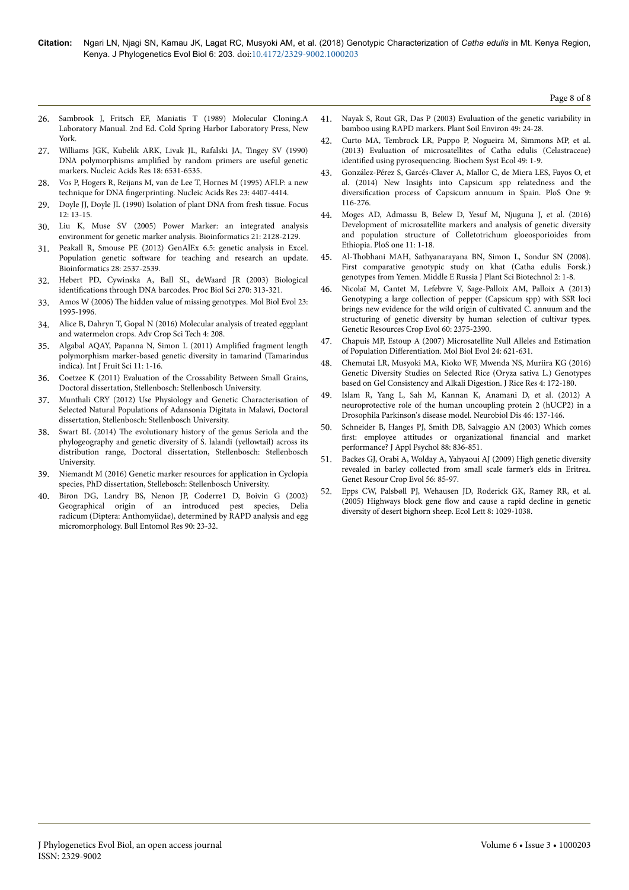26. Sambrook J, Fritsch EF, Maniatis T (1989) Molecular Cloning.A Laboratory Manual. 2nd Ed. Cold Spring Harbor Laboratory Press, New York.
27. Williams JGK, Kubelik ARK, Livak JL, Rafalski JA, Tingey SV (1990) DNA polymorphisms amplified by random primers are useful genetic markers. Nucleic Acids Res 18: 6531-6535.
28. Vos P, Hogers R, Reijans M, van de Lee T, Hornes M (1995) AFLP: a new technique for DNA fingerprinting. Nucleic Acids Res 23: 4407-4414.
29. Doyle JJ, Doyle JL (1990) Isolation of plant DNA from fresh tissue. Focus 12: 13-15.
30. Liu K, Muse SV (2005) Power Marker: an integrated analysis environment for genetic marker analysis. Bioinformatics 21: 2128-2129.
31. Peakall R, Smouse PE (2012) GenAlEx 6.5: genetic analysis in Excel. Population genetic software for teaching and research an update. Bioinformatics 28: 2537-2539.
32. Hebert PD, Cywinska A, Ball SL, deWaard JR (2003) Biological identifications through DNA barcodes. Proc Biol Sci 270: 313-321.
33. Amos W (2006) The hidden value of missing genotypes. Mol Biol Evol 23: 1995-1996.
34. Alice B, Dahryn T, Gopal N (2016) Molecular analysis of treated eggplant and watermelon crops. Adv Crop Sci Tech 4: 208.
35. Algabal AQAY, Papanna N, Simon L (2011) Amplified fragment length polymorphism marker-based genetic diversity in tamarind (Tamarindus indica). Int J Fruit Sci 11: 1-16.
36. Coetzee K (2011) Evaluation of the Crossability Between Small Grains, Doctoral dissertation, Stellenbosch: Stellenbosch University.
37. Munthali CRY (2012) Use Physiology and Genetic Characterisation of Selected Natural Populations of Adansonia Digitata in Malawi, Doctoral dissertation, Stellenbosch: Stellenbosch University.
38. Swart BL (2014) The evolutionary history of the genus Seriola and the phylogeography and genetic diversity of S. lalandi (yellowtail) across its distribution range, Doctoral dissertation, Stellenbosch: Stellenbosch University.
39. Niemandt M (2016) Genetic marker resources for application in Cyclopia species, PhD dissertation, Stellebosch: Stellenbosch University.
40. Biron DG, Landry BS, Nenon JP, Coderre1 D, Boivin G (2002) Geographical origin of an introduced pest species, Delia radicum (Diptera: Anthomyiidae), determined by RAPD analysis and egg micromorphology. Bull Entomol Res 90: 23-32.
41. Nayak S, Rout GR, Das P (2003) Evaluation of the genetic variability in bamboo using RAPD markers. Plant Soil Environ 49: 24-28.
42. Curto MA, Tembrock LR, Puppo P, Nogueira M, Simmons MP, et al. (2013) Evaluation of microsatellites of Catha edulis (Celastraceae) identified using pyrosequencing. Biochem Syst Ecol 49: 1-9.
43. González-Pérez S, Garcés-Claver A, Mallor C, de Miera LES, Fayos O, et al. (2014) New Insights into Capsicum spp relatedness and the diversification process of Capsicum annuum in Spain. PloS One 9: 116-276.
44. Moges AD, Admassu B, Belew D, Yesuf M, Njuguna J, et al. (2016) Development of microsatellite markers and analysis of genetic diversity and population structure of Colletotrichum gloeosporioides from Ethiopia. PloS one 11: 1-18.
45. Al-Thobhani MAH, Sathyanarayana BN, Simon L, Sondur SN (2008). First comparative genotypic study on khat (Catha edulis Forsk.) genotypes from Yemen. Middle E Russia J Plant Sci Biotechnol 2: 1-8.
46. Nicolaï M, Cantet M, Lefebvre V, Sage-Palloix AM, Palloix A (2013) Genotyping a large collection of pepper (Capsicum spp) with SSR loci brings new evidence for the wild origin of cultivated C. annuum and the structuring of genetic diversity by human selection of cultivar types. Genetic Resources Crop Evol 60: 2375-2390.
47. Chapuis MP, Estoup A (2007) Microsatellite Null Alleles and Estimation of Population Differentiation. Mol Biol Evol 24: 621-631.
48. Chemutai LR, Musyoki MA, Kioko WF, Mwenda NS, Muriira KG (2016) Genetic Diversity Studies on Selected Rice (Oryza sativa L.) Genotypes based on Gel Consistency and Alkali Digestion. J Rice Res 4: 172-180.
49. Islam R, Yang L, Sah M, Kannan K, Anamani D, et al. (2012) A neuroprotective role of the human uncoupling protein 2 (hUCP2) in a Drosophila Parkinson's disease model. Neurobiol Dis 46: 137-146.
50. Schneider B, Hanges PJ, Smith DB, Salvaggio AN (2003) Which comes first: employee attitudes or organizational financial and market performance? J Appl Psychol 88: 836-851.
51. Backes GJ, Orabi A, Wolday A, Yahyaoui AJ (2009) High genetic diversity revealed in barley collected from small scale farmer's elds in Eritrea. Genet Resour Crop Evol 56: 85-97.
52. Epps CW, Palsbøll PJ, Wehausen JD, Roderick GK, Ramey RR, et al. (2005) Highways block gene flow and cause a rapid decline in genetic diversity of desert bighorn sheep. Ecol Lett 8: 1029-1038.